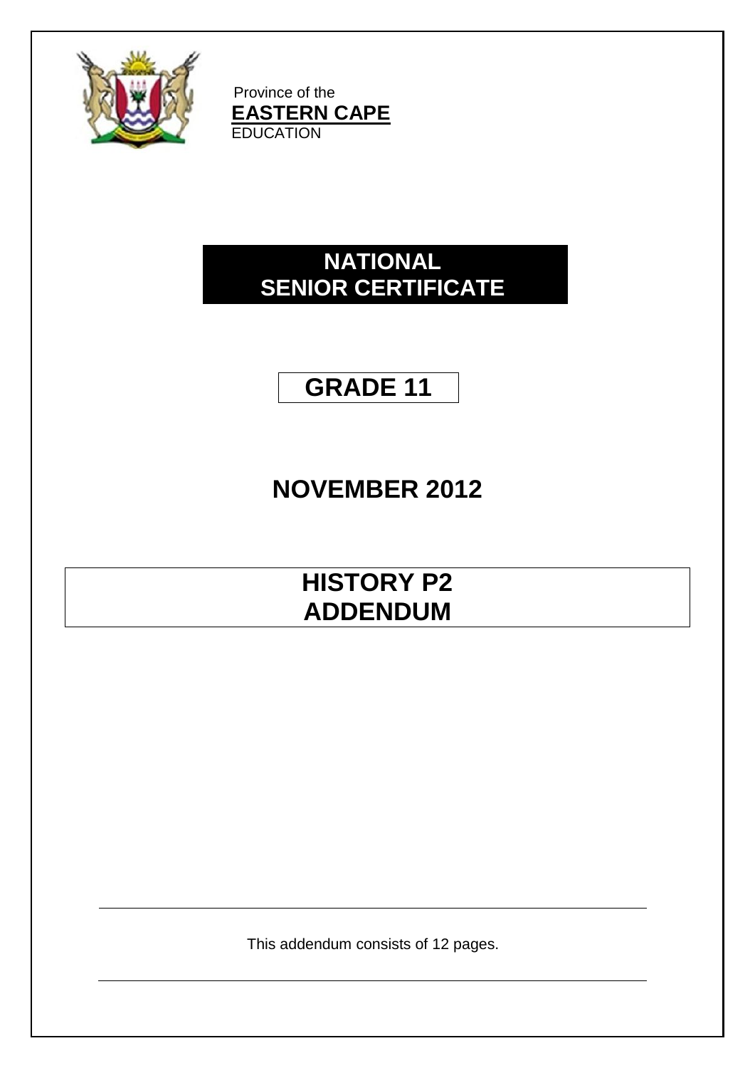Province of the

**EASTERN CAPE**

EDUCATION

# NATIONAL SENIOR CERTIFICATE

# GRADE 11

## NOVEMBER 2012

# HISTORY P2 ADDENDUM

This addendum consists of 12 pages.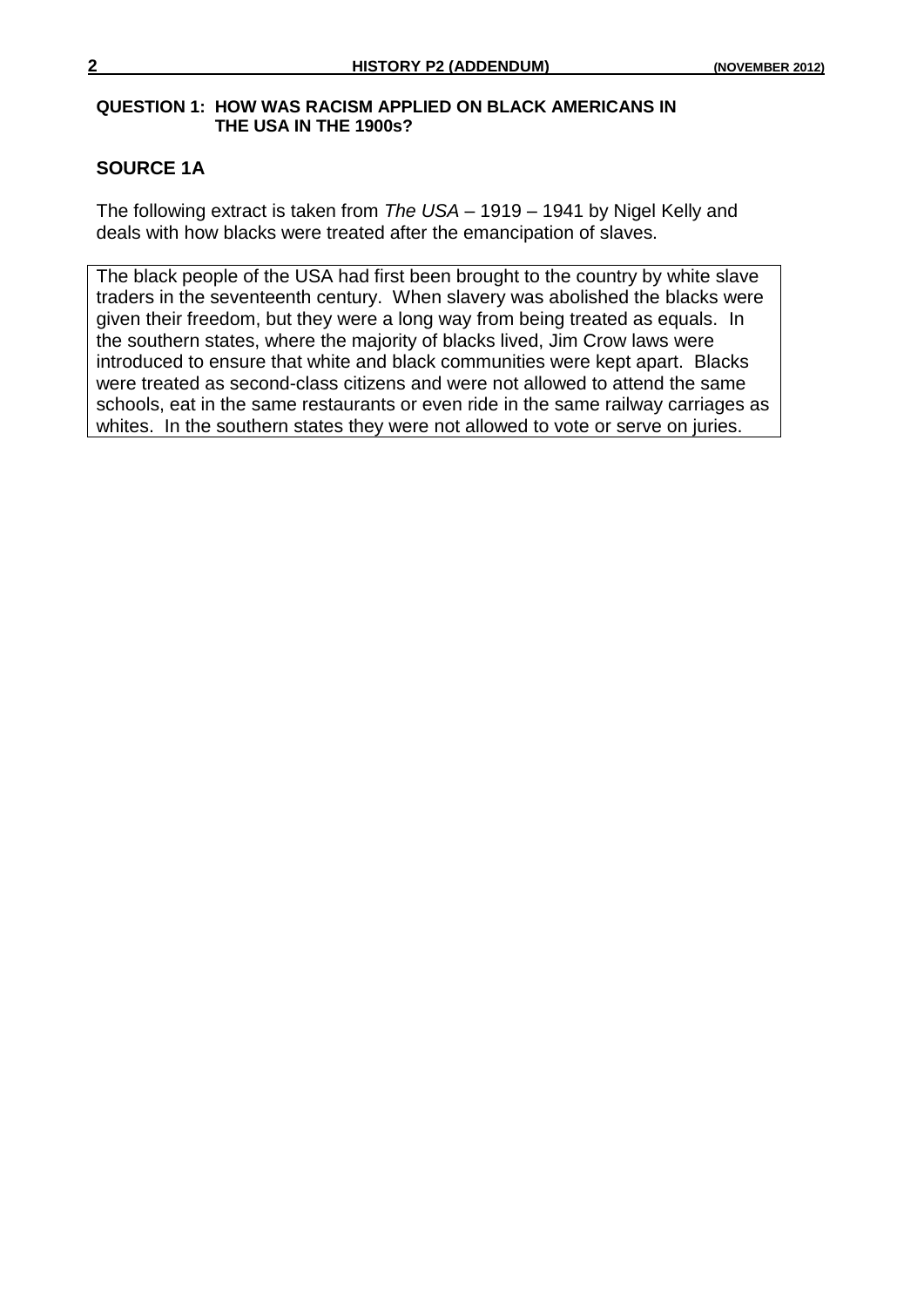**QUESTION 1: HOW WAS RACISM APPLIED ON BLACK AMERICANS IN THE USA IN THE 1900s?**

## SOURCE 1A

The following extract is taken from *The USA* – 1919 – 1941 by Nigel Kelly and deals with how blacks were treated after the emancipation of slaves.

> The black people of the USA had first been brought to the country by white slave traders in the seventeenth century. When slavery was abolished the blacks were given their freedom, but they were a long way from being treated as equals. In the southern states, where the majority of blacks lived, Jim Crow laws were introduced to ensure that white and black communities were kept apart. Blacks were treated as second-class citizens and were not allowed to attend the same schools, eat in the same restaurants or even ride in the same railway carriages as whites. In the southern states they were not allowed to vote or serve on juries.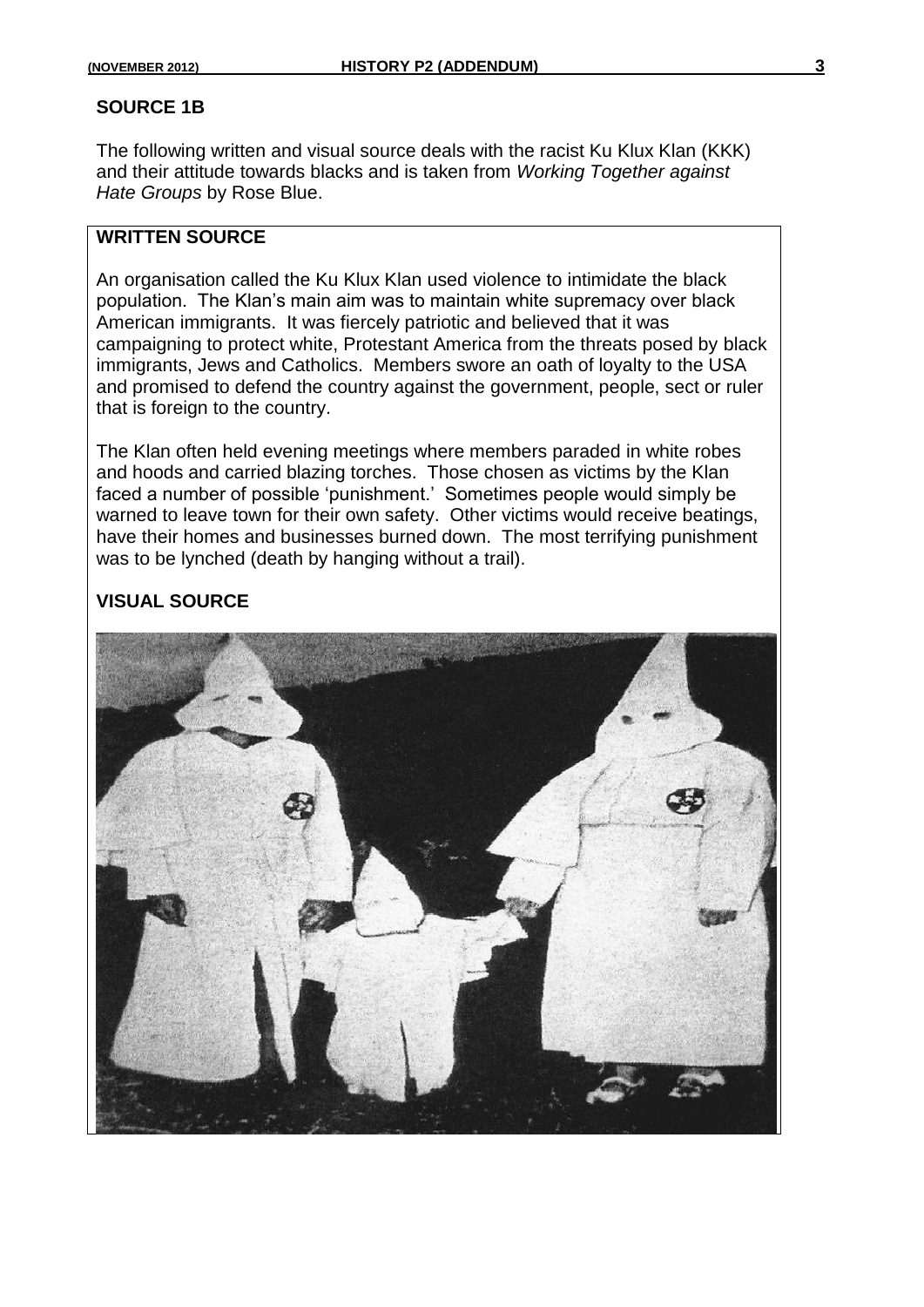## SOURCE 1B

The following written and visual source deals with the racist Ku Klux Klan (KKK) and their attitude towards blacks and is taken from *Working Together against Hate Groups* by Rose Blue.

### WRITTEN SOURCE

An organisation called the Ku Klux Klan used violence to intimidate the black population. The Klan's main aim was to maintain white supremacy over black American immigrants. It was fiercely patriotic and believed that it was campaigning to protect white, Protestant America from the threats posed by black immigrants, Jews and Catholics. Members swore an oath of loyalty to the USA and promised to defend the country against the government, people, sect or ruler that is foreign to the country.

The Klan often held evening meetings where members paraded in white robes and hoods and carried blazing torches. Those chosen as victims by the Klan faced a number of possible 'punishment.' Sometimes people would simply be warned to leave town for their own safety. Other victims would receive beatings, have their homes and businesses burned down. The most terrifying punishment was to be lynched (death by hanging without a trail).

### VISUAL SOURCE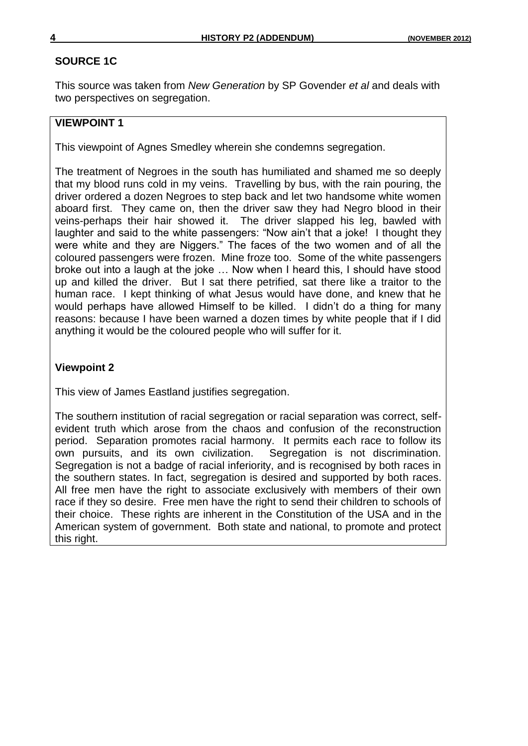## SOURCE 1C

This source was taken from *New Generation* by SP Govender *et al* and deals with two perspectives on segregation.

### VIEWPOINT 1

This viewpoint of Agnes Smedley wherein she condemns segregation.

The treatment of Negroes in the south has humiliated and shamed me so deeply that my blood runs cold in my veins. Travelling by bus, with the rain pouring, the driver ordered a dozen Negroes to step back and let two handsome white women aboard first. They came on, then the driver saw they had Negro blood in their veins-perhaps their hair showed it. The driver slapped his leg, bawled with laughter and said to the white passengers: "Now ain't that a joke! I thought they were white and they are Niggers." The faces of the two women and of all the coloured passengers were frozen. Mine froze too. Some of the white passengers broke out into a laugh at the joke … Now when I heard this, I should have stood up and killed the driver. But I sat there petrified, sat there like a traitor to the human race. I kept thinking of what Jesus would have done, and knew that he would perhaps have allowed Himself to be killed. I didn't do a thing for many reasons: because I have been warned a dozen times by white people that if I did anything it would be the coloured people who will suffer for it.

### Viewpoint 2

This view of James Eastland justifies segregation.

The southern institution of racial segregation or racial separation was correct, self-evident truth which arose from the chaos and confusion of the reconstruction period. Separation promotes racial harmony. It permits each race to follow its own pursuits, and its own civilization. Segregation is not discrimination. Segregation is not a badge of racial inferiority, and is recognised by both races in the southern states. In fact, segregation is desired and supported by both races. All free men have the right to associate exclusively with members of their own race if they so desire. Free men have the right to send their children to schools of their choice. These rights are inherent in the Constitution of the USA and in the American system of government. Both state and national, to promote and protect this right.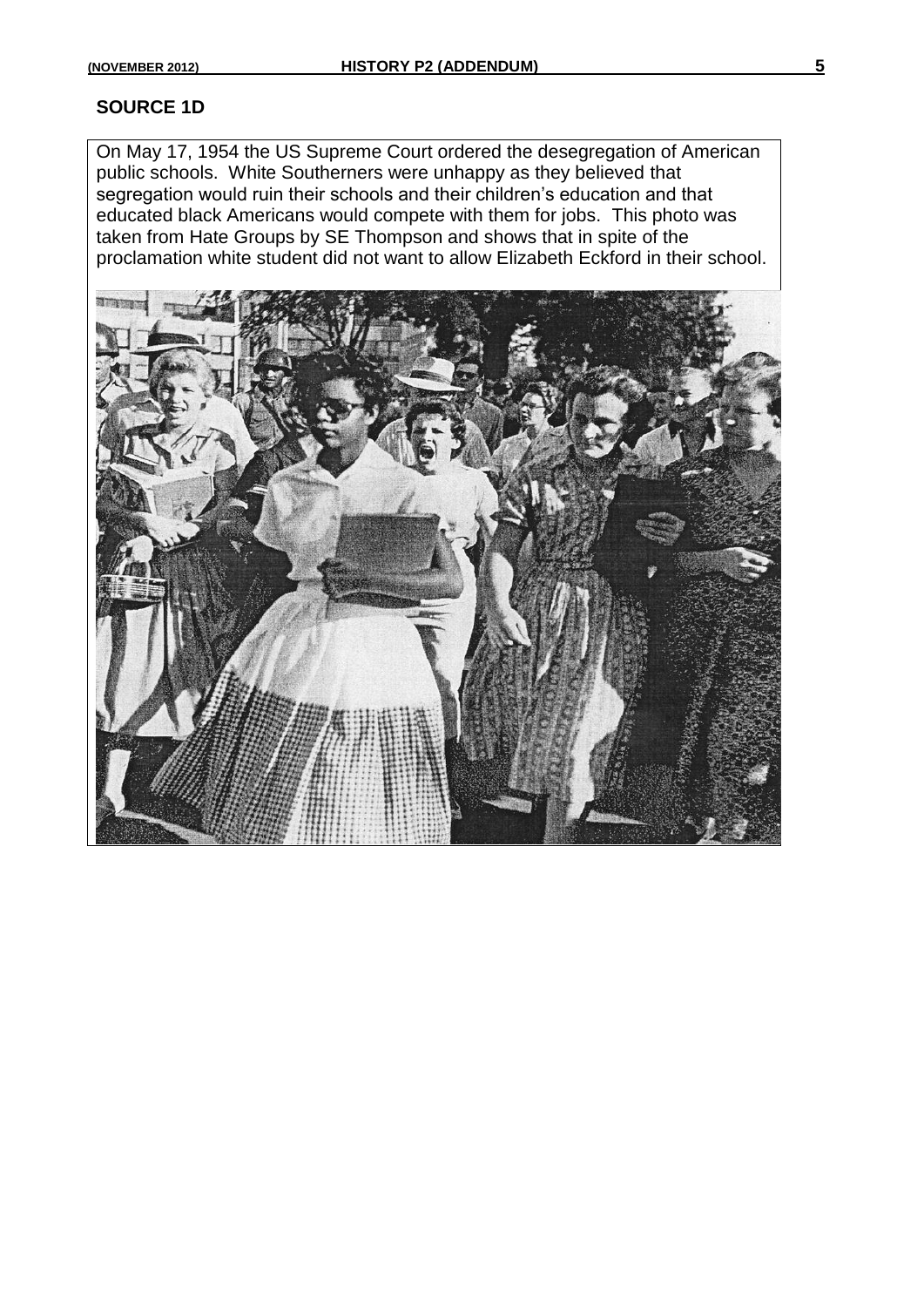## SOURCE 1D

On May 17, 1954 the US Supreme Court ordered the desegregation of American public schools. White Southerners were unhappy as they believed that segregation would ruin their schools and their children's education and that educated black Americans would compete with them for jobs. This photo was taken from Hate Groups by SE Thompson and shows that in spite of the proclamation white student did not want to allow Elizabeth Eckford in their school.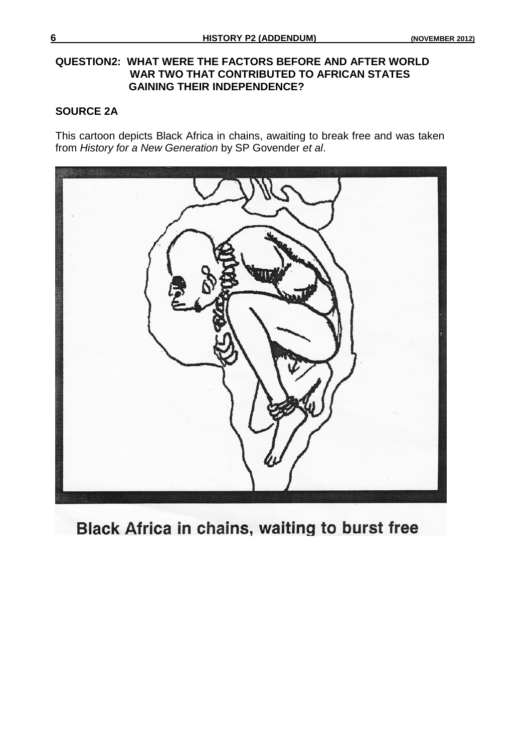**QUESTION2: WHAT WERE THE FACTORS BEFORE AND AFTER WORLD WAR TWO THAT CONTRIBUTED TO AFRICAN STATES GAINING THEIR INDEPENDENCE?**

**SOURCE 2A**

This cartoon depicts Black Africa in chains, awaiting to break free and was taken from *History for a New Generation* by SP Govender *et al*.

**Black Africa in chains, waiting to burst free**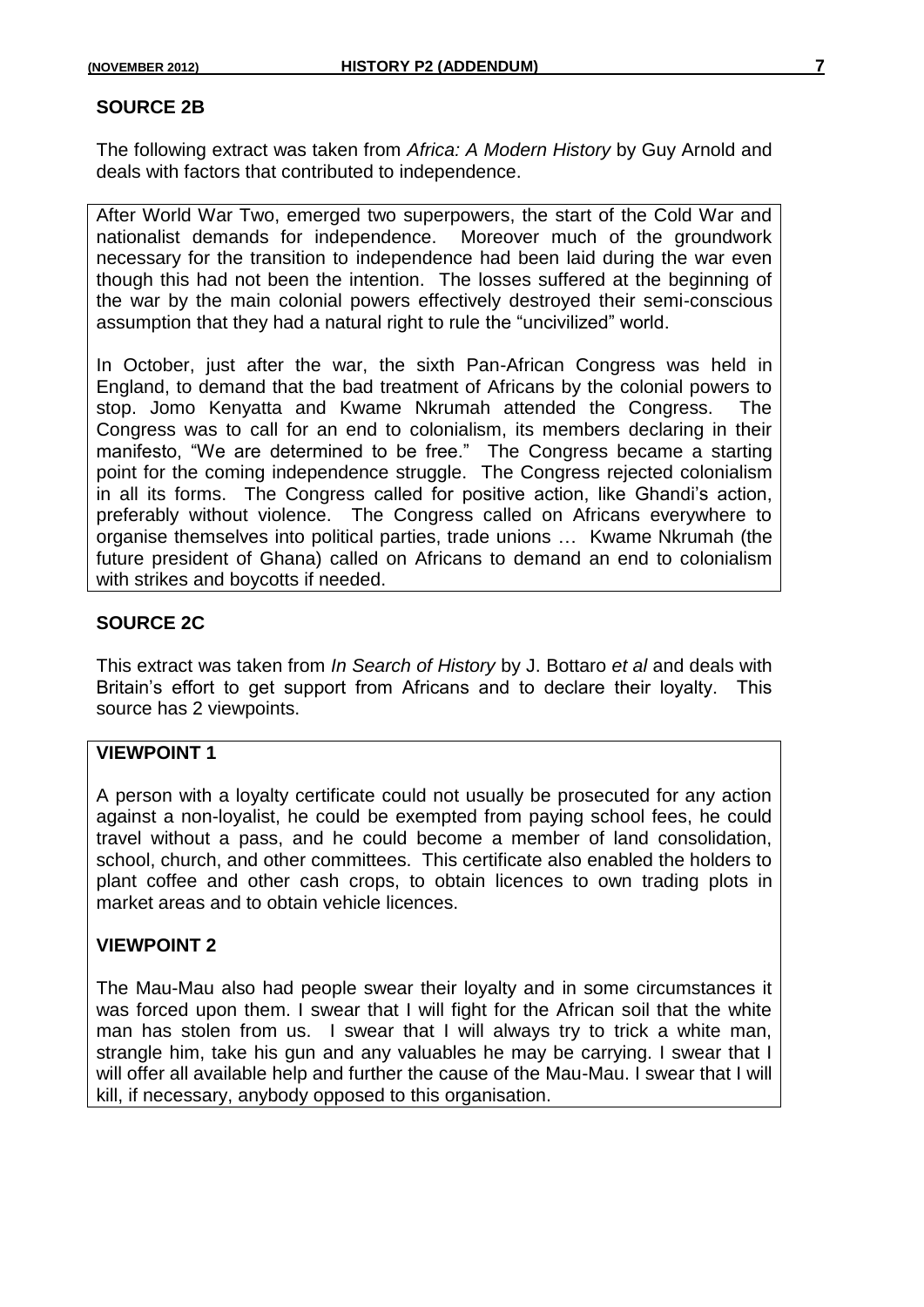## SOURCE 2B

The following extract was taken from *Africa: A Modern History* by Guy Arnold and deals with factors that contributed to independence.

> After World War Two, emerged two superpowers, the start of the Cold War and nationalist demands for independence. Moreover much of the groundwork necessary for the transition to independence had been laid during the war even though this had not been the intention. The losses suffered at the beginning of the war by the main colonial powers effectively destroyed their semi-conscious assumption that they had a natural right to rule the "uncivilized" world.
>
> In October, just after the war, the sixth Pan-African Congress was held in England, to demand that the bad treatment of Africans by the colonial powers to stop. Jomo Kenyatta and Kwame Nkrumah attended the Congress. The Congress was to call for an end to colonialism, its members declaring in their manifesto, "We are determined to be free." The Congress became a starting point for the coming independence struggle. The Congress rejected colonialism in all its forms. The Congress called for positive action, like Ghandi's action, preferably without violence. The Congress called on Africans everywhere to organise themselves into political parties, trade unions … Kwame Nkrumah (the future president of Ghana) called on Africans to demand an end to colonialism with strikes and boycotts if needed.

## SOURCE 2C

This extract was taken from *In Search of History* by J. Bottaro *et al* and deals with Britain's effort to get support from Africans and to declare their loyalty. This source has 2 viewpoints.

### VIEWPOINT 1

A person with a loyalty certificate could not usually be prosecuted for any action against a non-loyalist, he could be exempted from paying school fees, he could travel without a pass, and he could become a member of land consolidation, school, church, and other committees. This certificate also enabled the holders to plant coffee and other cash crops, to obtain licences to own trading plots in market areas and to obtain vehicle licences.

### VIEWPOINT 2

The Mau-Mau also had people swear their loyalty and in some circumstances it was forced upon them. I swear that I will fight for the African soil that the white man has stolen from us. I swear that I will always try to trick a white man, strangle him, take his gun and any valuables he may be carrying. I swear that I will offer all available help and further the cause of the Mau-Mau. I swear that I will kill, if necessary, anybody opposed to this organisation.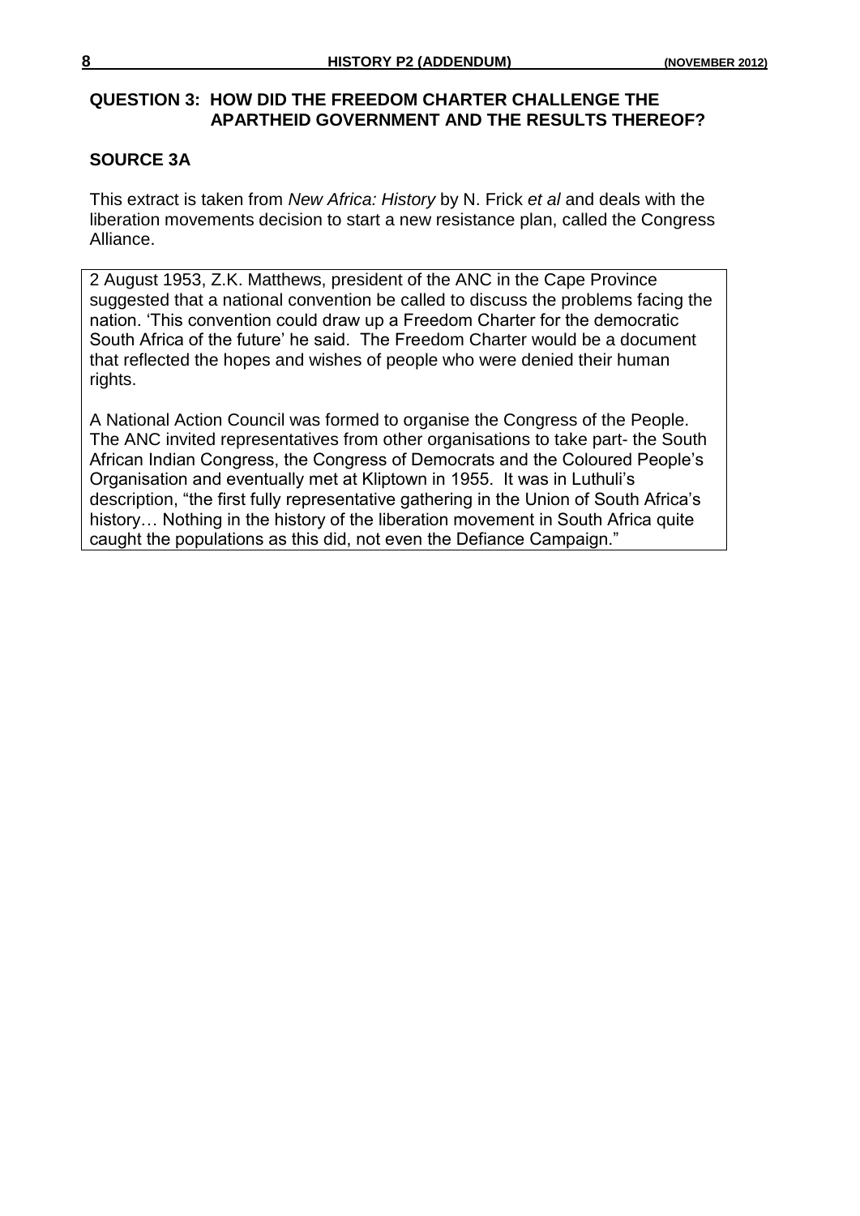## QUESTION 3: HOW DID THE FREEDOM CHARTER CHALLENGE THE APARTHEID GOVERNMENT AND THE RESULTS THEREOF?

### SOURCE 3A

This extract is taken from *New Africa: History* by N. Frick *et al* and deals with the liberation movements decision to start a new resistance plan, called the Congress Alliance.

> 2 August 1953, Z.K. Matthews, president of the ANC in the Cape Province suggested that a national convention be called to discuss the problems facing the nation. 'This convention could draw up a Freedom Charter for the democratic South Africa of the future' he said. The Freedom Charter would be a document that reflected the hopes and wishes of people who were denied their human rights.
>
> A National Action Council was formed to organise the Congress of the People. The ANC invited representatives from other organisations to take part- the South African Indian Congress, the Congress of Democrats and the Coloured People's Organisation and eventually met at Kliptown in 1955. It was in Luthuli's description, "the first fully representative gathering in the Union of South Africa's history… Nothing in the history of the liberation movement in South Africa quite caught the populations as this did, not even the Defiance Campaign."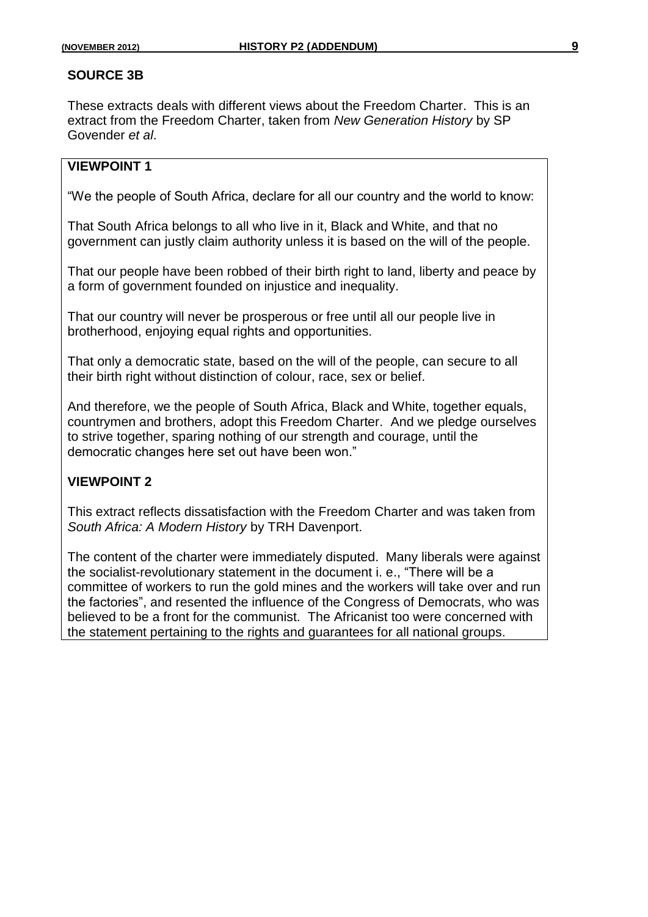## SOURCE 3B

These extracts deals with different views about the Freedom Charter. This is an extract from the Freedom Charter, taken from *New Generation History* by SP Govender *et al*.

### VIEWPOINT 1

"We the people of South Africa, declare for all our country and the world to know:

That South Africa belongs to all who live in it, Black and White, and that no government can justly claim authority unless it is based on the will of the people.

That our people have been robbed of their birth right to land, liberty and peace by a form of government founded on injustice and inequality.

That our country will never be prosperous or free until all our people live in brotherhood, enjoying equal rights and opportunities.

That only a democratic state, based on the will of the people, can secure to all their birth right without distinction of colour, race, sex or belief.

And therefore, we the people of South Africa, Black and White, together equals, countrymen and brothers, adopt this Freedom Charter. And we pledge ourselves to strive together, sparing nothing of our strength and courage, until the democratic changes here set out have been won."

### VIEWPOINT 2

This extract reflects dissatisfaction with the Freedom Charter and was taken from *South Africa: A Modern History* by TRH Davenport.

The content of the charter were immediately disputed. Many liberals were against the socialist-revolutionary statement in the document i. e., "There will be a committee of workers to run the gold mines and the workers will take over and run the factories", and resented the influence of the Congress of Democrats, who was believed to be a front for the communist. The Africanist too were concerned with the statement pertaining to the rights and guarantees for all national groups.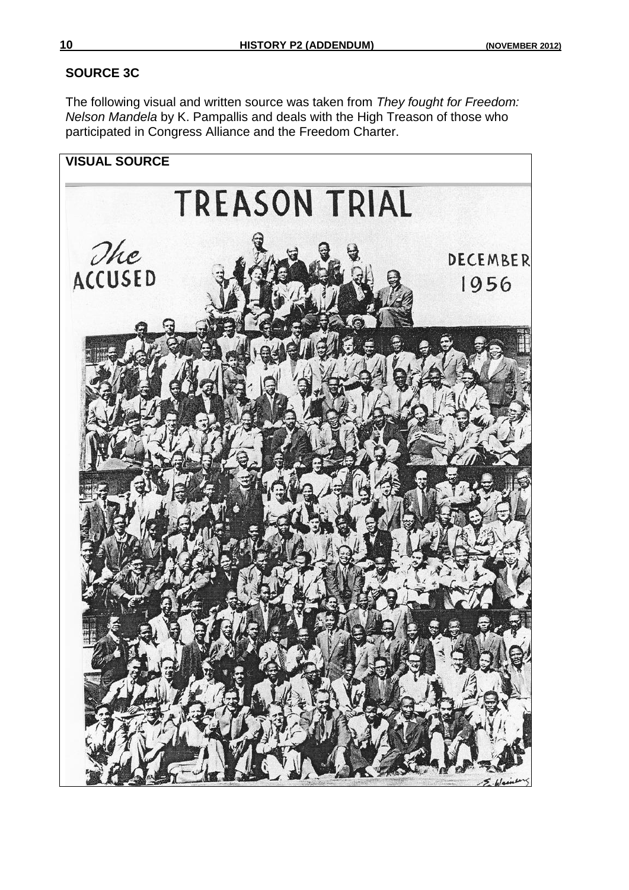## SOURCE 3C

The following visual and written source was taken from *They fought for Freedom: Nelson Mandela* by K. Pampallis and deals with the High Treason of those who participated in Congress Alliance and the Freedom Charter.

**VISUAL SOURCE**

TREASON TRIAL

*The* ACCUSED

DECEMBER 1956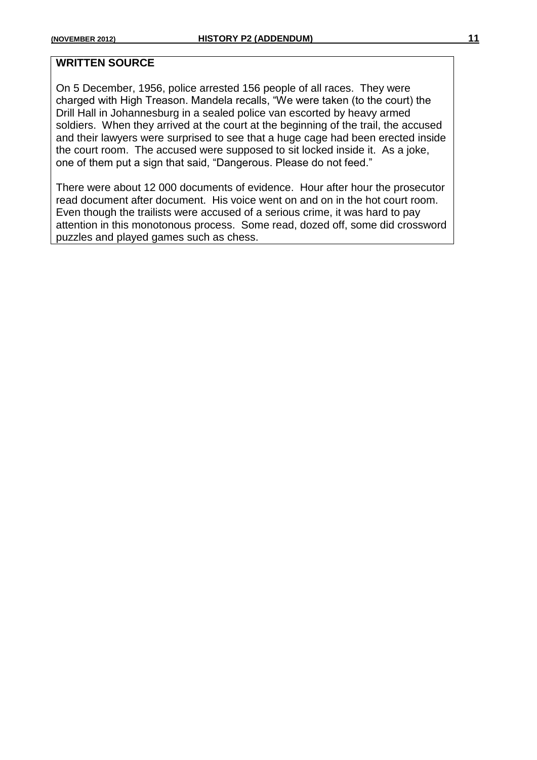**WRITTEN SOURCE**

On 5 December, 1956, police arrested 156 people of all races. They were charged with High Treason. Mandela recalls, "We were taken (to the court) the Drill Hall in Johannesburg in a sealed police van escorted by heavy armed soldiers. When they arrived at the court at the beginning of the trail, the accused and their lawyers were surprised to see that a huge cage had been erected inside the court room. The accused were supposed to sit locked inside it. As a joke, one of them put a sign that said, "Dangerous. Please do not feed."

There were about 12 000 documents of evidence. Hour after hour the prosecutor read document after document. His voice went on and on in the hot court room. Even though the trailists were accused of a serious crime, it was hard to pay attention in this monotonous process. Some read, dozed off, some did crossword puzzles and played games such as chess.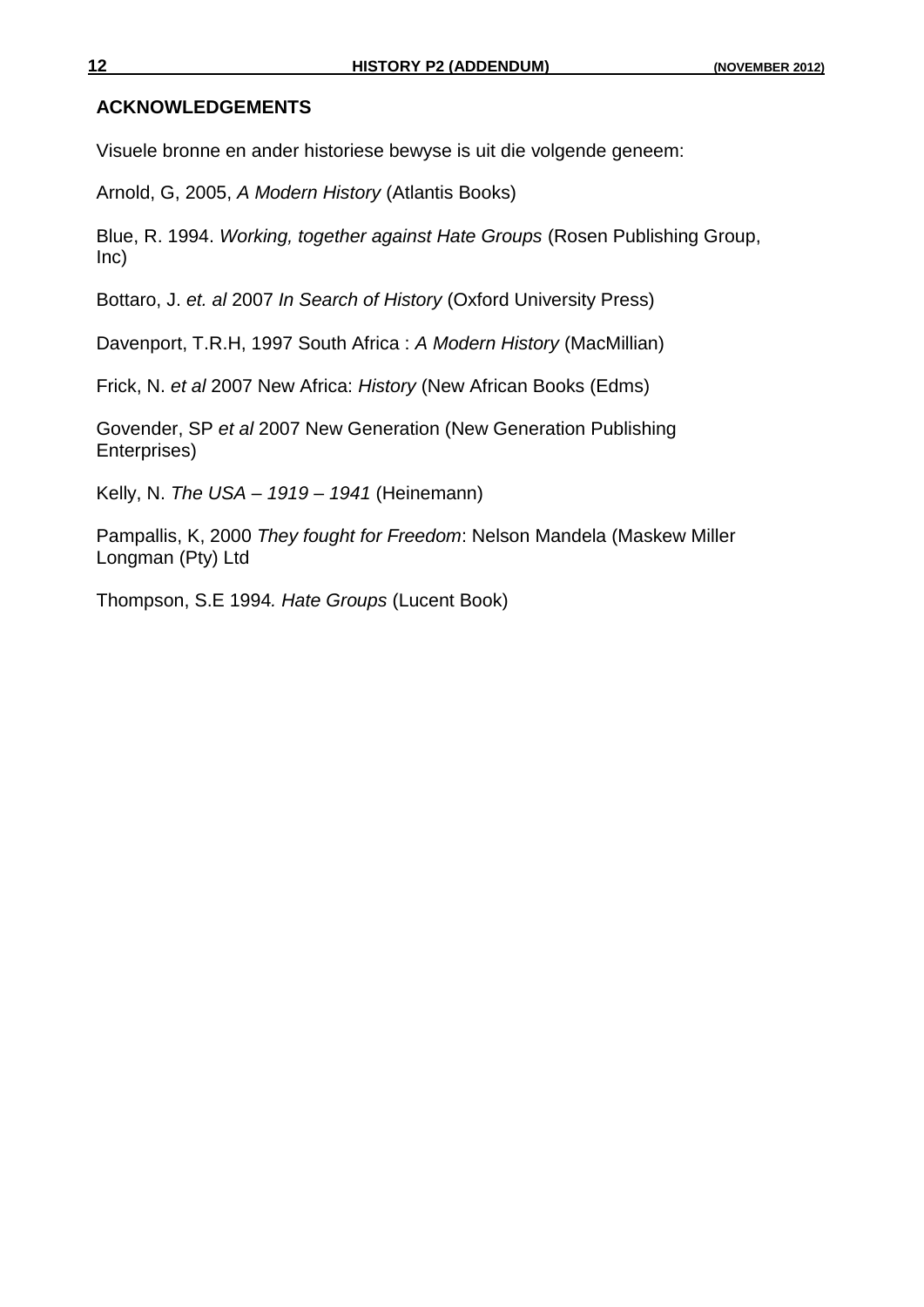## ACKNOWLEDGEMENTS

Visuele bronne en ander historiese bewyse is uit die volgende geneem:

Arnold, G, 2005, *A Modern History* (Atlantis Books)

Blue, R. 1994. *Working, together against Hate Groups* (Rosen Publishing Group, Inc)

Bottaro, J. *et. al* 2007 *In Search of History* (Oxford University Press)

Davenport, T.R.H, 1997 South Africa : *A Modern History* (MacMillian)

Frick, N. *et al* 2007 New Africa: *History* (New African Books (Edms)

Govender, SP *et al* 2007 New Generation (New Generation Publishing Enterprises)

Kelly, N. *The USA – 1919 – 1941* (Heinemann)

Pampallis, K, 2000 *They fought for Freedom*: Nelson Mandela (Maskew Miller Longman (Pty) Ltd

Thompson, S.E 1994*. Hate Groups* (Lucent Book)